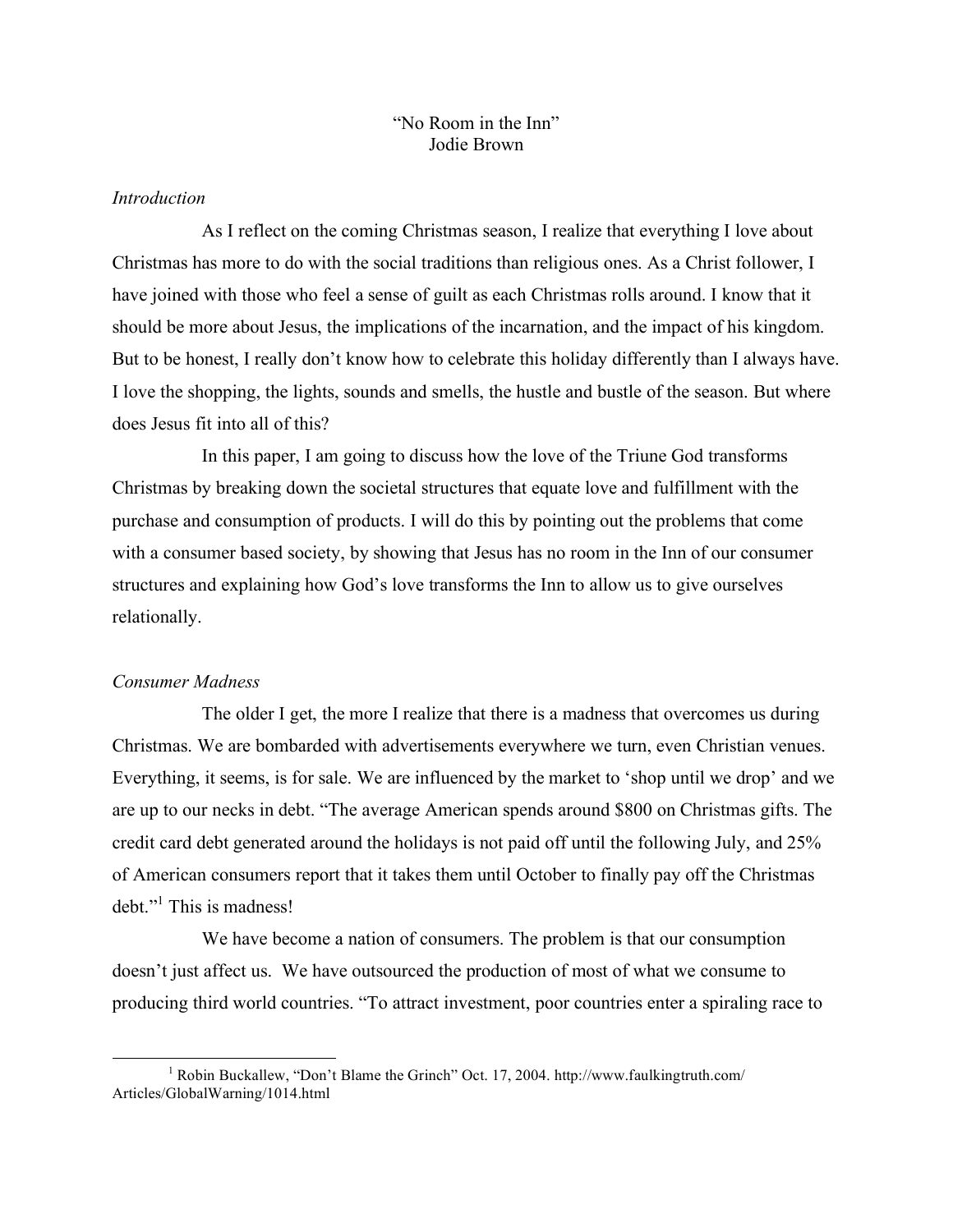# "No Room in the Inn"

Jodie Brown

*Introduction*

As I reflect on the coming Christmas season, I realize that everything I love about Christmas has more to do with the social traditions than religious ones. As a Christ follower, I have joined with those who feel a sense of guilt as each Christmas rolls around. I know that it should be more about Jesus, the implications of the incarnation, and the impact of his kingdom. But to be honest, I really don't know how to celebrate this holiday differently than I always have. I love the shopping, the lights, sounds and smells, the hustle and bustle of the season. But where does Jesus fit into all of this?

In this paper, I am going to discuss how the love of the Triune God transforms Christmas by breaking down the societal structures that equate love and fulfillment with the purchase and consumption of products. I will do this by pointing out the problems that come with a consumer based society, by showing that Jesus has no room in the Inn of our consumer structures and explaining how God's love transforms the Inn to allow us to give ourselves relationally.

*Consumer Madness*

The older I get, the more I realize that there is a madness that overcomes us during Christmas. We are bombarded with advertisements everywhere we turn, even Christian venues. Everything, it seems, is for sale. We are influenced by the market to 'shop until we drop' and we are up to our necks in debt. "The average American spends around $800 on Christmas gifts. The credit card debt generated around the holidays is not paid off until the following July, and 25% of American consumers report that it takes them until October to finally pay off the Christmas debt."[1] This is madness!

We have become a nation of consumers. The problem is that our consumption doesn't just affect us. We have outsourced the production of most of what we consume to producing third world countries. "To attract investment, poor countries enter a spiraling race to

---

[1] Robin Buckallew, "Don't Blame the Grinch" Oct. 17, 2004. http://www.faulkingtruth.com/Articles/GlobalWarning/1014.html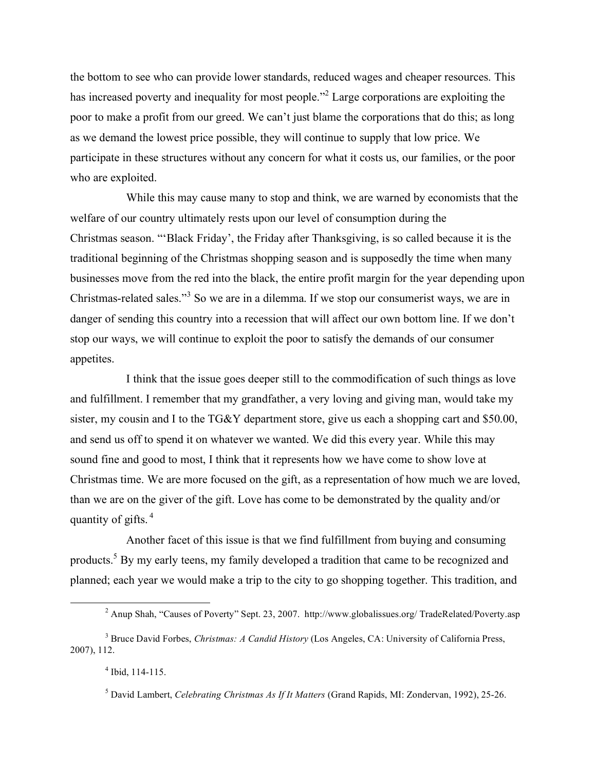the bottom to see who can provide lower standards, reduced wages and cheaper resources. This has increased poverty and inequality for most people."[2] Large corporations are exploiting the poor to make a profit from our greed. We can't just blame the corporations that do this; as long as we demand the lowest price possible, they will continue to supply that low price. We participate in these structures without any concern for what it costs us, our families, or the poor who are exploited.

While this may cause many to stop and think, we are warned by economists that the welfare of our country ultimately rests upon our level of consumption during the Christmas season. "'Black Friday', the Friday after Thanksgiving, is so called because it is the traditional beginning of the Christmas shopping season and is supposedly the time when many businesses move from the red into the black, the entire profit margin for the year depending upon Christmas-related sales."[3] So we are in a dilemma. If we stop our consumerist ways, we are in danger of sending this country into a recession that will affect our own bottom line. If we don't stop our ways, we will continue to exploit the poor to satisfy the demands of our consumer appetites.

I think that the issue goes deeper still to the commodification of such things as love and fulfillment. I remember that my grandfather, a very loving and giving man, would take my sister, my cousin and I to the TG&Y department store, give us each a shopping cart and $50.00, and send us off to spend it on whatever we wanted. We did this every year. While this may sound fine and good to most, I think that it represents how we have come to show love at Christmas time. We are more focused on the gift, as a representation of how much we are loved, than we are on the giver of the gift. Love has come to be demonstrated by the quality and/or quantity of gifts.[4]

Another facet of this issue is that we find fulfillment from buying and consuming products.[5] By my early teens, my family developed a tradition that came to be recognized and planned; each year we would make a trip to the city to go shopping together. This tradition, and

---

[2] Anup Shah, "Causes of Poverty" Sept. 23, 2007. http://www.globalissues.org/ TradeRelated/Poverty.asp

[3] Bruce David Forbes, *Christmas: A Candid History* (Los Angeles, CA: University of California Press, 2007), 112.

[4] Ibid, 114-115.

[5] David Lambert, *Celebrating Christmas As If It Matters* (Grand Rapids, MI: Zondervan, 1992), 25-26.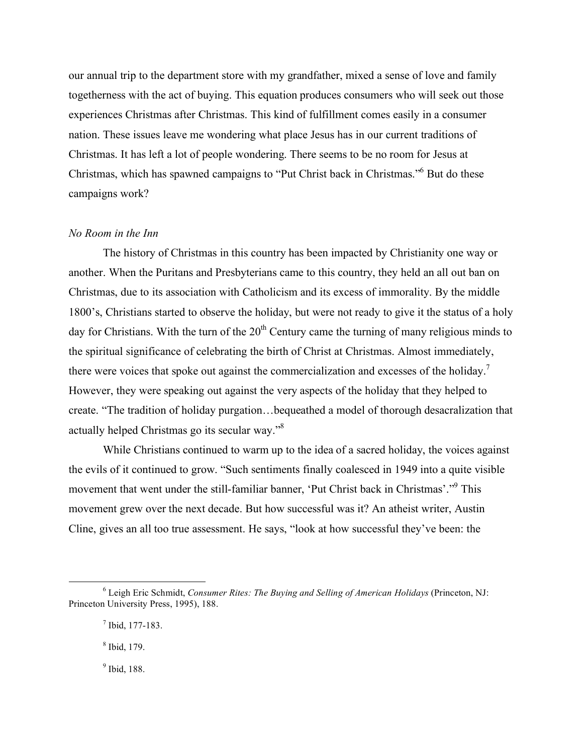our annual trip to the department store with my grandfather, mixed a sense of love and family togetherness with the act of buying. This equation produces consumers who will seek out those experiences Christmas after Christmas. This kind of fulfillment comes easily in a consumer nation. These issues leave me wondering what place Jesus has in our current traditions of Christmas. It has left a lot of people wondering. There seems to be no room for Jesus at Christmas, which has spawned campaigns to "Put Christ back in Christmas."[6] But do these campaigns work?

*No Room in the Inn*

The history of Christmas in this country has been impacted by Christianity one way or another. When the Puritans and Presbyterians came to this country, they held an all out ban on Christmas, due to its association with Catholicism and its excess of immorality. By the middle 1800's, Christians started to observe the holiday, but were not ready to give it the status of a holy day for Christians. With the turn of the 20th Century came the turning of many religious minds to the spiritual significance of celebrating the birth of Christ at Christmas. Almost immediately, there were voices that spoke out against the commercialization and excesses of the holiday.[7] However, they were speaking out against the very aspects of the holiday that they helped to create. "The tradition of holiday purgation…bequeathed a model of thorough desacralization that actually helped Christmas go its secular way."[8]

While Christians continued to warm up to the idea of a sacred holiday, the voices against the evils of it continued to grow. "Such sentiments finally coalesced in 1949 into a quite visible movement that went under the still-familiar banner, 'Put Christ back in Christmas'."[9] This movement grew over the next decade. But how successful was it? An atheist writer, Austin Cline, gives an all too true assessment. He says, "look at how successful they've been: the

---

[6] Leigh Eric Schmidt, *Consumer Rites: The Buying and Selling of American Holidays* (Princeton, NJ: Princeton University Press, 1995), 188.

[7] Ibid, 177-183.

[8] Ibid, 179.

[9] Ibid, 188.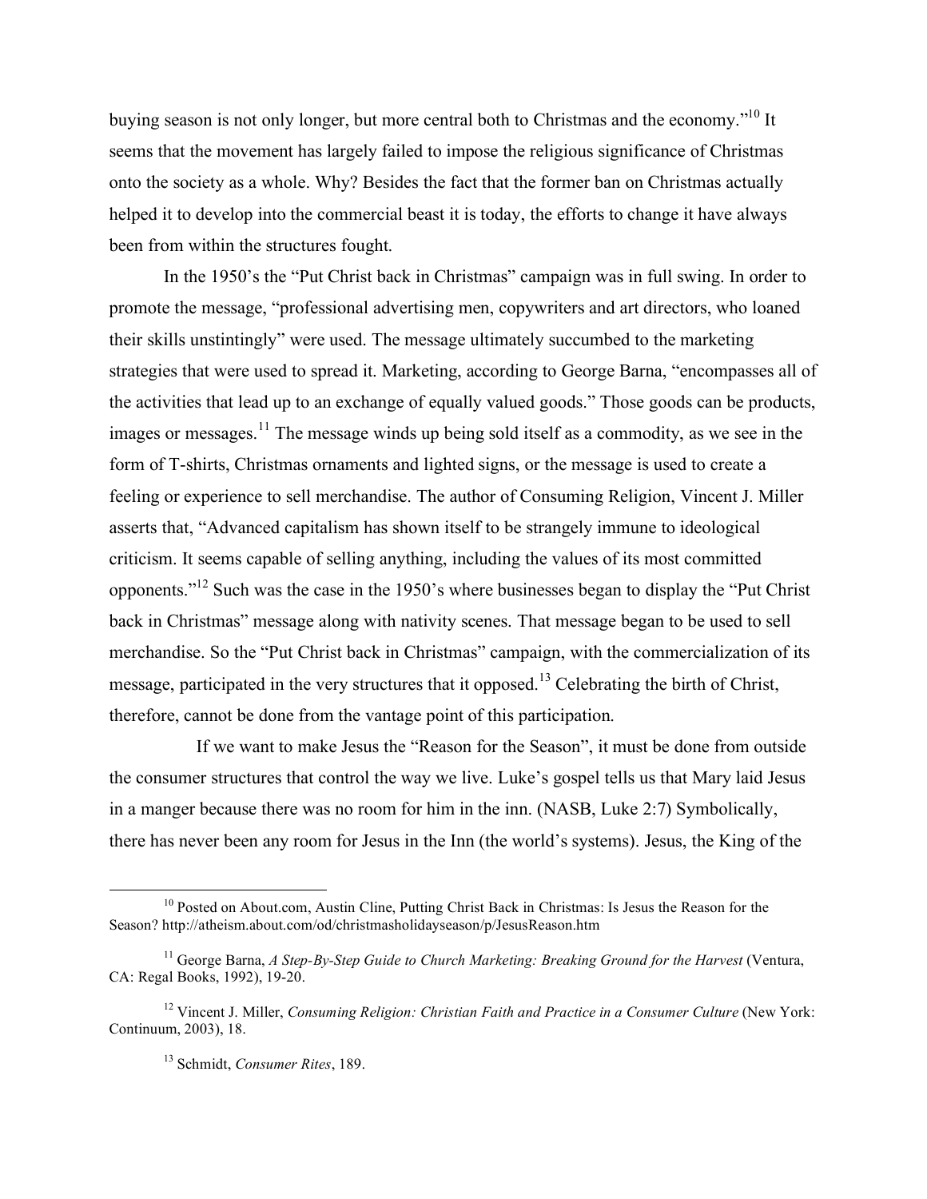buying season is not only longer, but more central both to Christmas and the economy."[10] It seems that the movement has largely failed to impose the religious significance of Christmas onto the society as a whole. Why? Besides the fact that the former ban on Christmas actually helped it to develop into the commercial beast it is today, the efforts to change it have always been from within the structures fought.

In the 1950's the "Put Christ back in Christmas" campaign was in full swing. In order to promote the message, "professional advertising men, copywriters and art directors, who loaned their skills unstintingly" were used. The message ultimately succumbed to the marketing strategies that were used to spread it. Marketing, according to George Barna, "encompasses all of the activities that lead up to an exchange of equally valued goods." Those goods can be products, images or messages.[11] The message winds up being sold itself as a commodity, as we see in the form of T-shirts, Christmas ornaments and lighted signs, or the message is used to create a feeling or experience to sell merchandise. The author of Consuming Religion, Vincent J. Miller asserts that, "Advanced capitalism has shown itself to be strangely immune to ideological criticism. It seems capable of selling anything, including the values of its most committed opponents."[12] Such was the case in the 1950's where businesses began to display the "Put Christ back in Christmas" message along with nativity scenes. That message began to be used to sell merchandise. So the "Put Christ back in Christmas" campaign, with the commercialization of its message, participated in the very structures that it opposed.[13] Celebrating the birth of Christ, therefore, cannot be done from the vantage point of this participation.

If we want to make Jesus the "Reason for the Season", it must be done from outside the consumer structures that control the way we live. Luke's gospel tells us that Mary laid Jesus in a manger because there was no room for him in the inn. (NASB, Luke 2:7) Symbolically, there has never been any room for Jesus in the Inn (the world's systems). Jesus, the King of the

---

[10] Posted on About.com, Austin Cline, Putting Christ Back in Christmas: Is Jesus the Reason for the Season? http://atheism.about.com/od/christmasholidayseason/p/JesusReason.htm

[11] George Barna, *A Step-By-Step Guide to Church Marketing: Breaking Ground for the Harvest* (Ventura, CA: Regal Books, 1992), 19-20.

[12] Vincent J. Miller, *Consuming Religion: Christian Faith and Practice in a Consumer Culture* (New York: Continuum, 2003), 18.

[13] Schmidt, *Consumer Rites*, 189.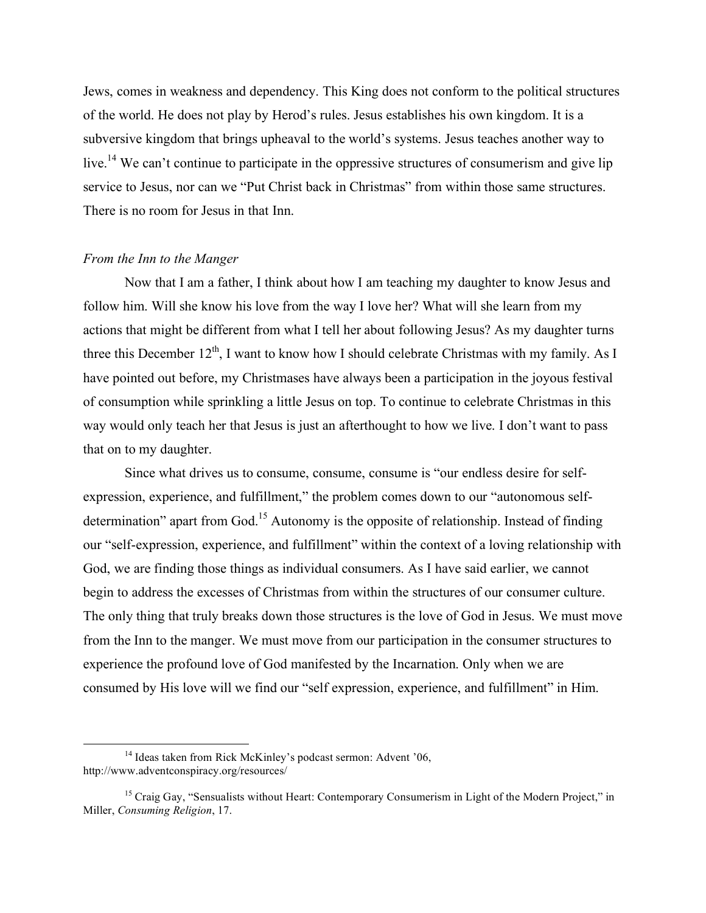Jews, comes in weakness and dependency. This King does not conform to the political structures of the world. He does not play by Herod's rules. Jesus establishes his own kingdom. It is a subversive kingdom that brings upheaval to the world's systems. Jesus teaches another way to live.[14] We can't continue to participate in the oppressive structures of consumerism and give lip service to Jesus, nor can we "Put Christ back in Christmas" from within those same structures. There is no room for Jesus in that Inn.

*From the Inn to the Manger*

Now that I am a father, I think about how I am teaching my daughter to know Jesus and follow him. Will she know his love from the way I love her? What will she learn from my actions that might be different from what I tell her about following Jesus? As my daughter turns three this December 12th, I want to know how I should celebrate Christmas with my family. As I have pointed out before, my Christmases have always been a participation in the joyous festival of consumption while sprinkling a little Jesus on top. To continue to celebrate Christmas in this way would only teach her that Jesus is just an afterthought to how we live. I don't want to pass that on to my daughter.

Since what drives us to consume, consume, consume is "our endless desire for self-expression, experience, and fulfillment," the problem comes down to our "autonomous self-determination" apart from God.[15] Autonomy is the opposite of relationship. Instead of finding our "self-expression, experience, and fulfillment" within the context of a loving relationship with God, we are finding those things as individual consumers. As I have said earlier, we cannot begin to address the excesses of Christmas from within the structures of our consumer culture. The only thing that truly breaks down those structures is the love of God in Jesus. We must move from the Inn to the manger. We must move from our participation in the consumer structures to experience the profound love of God manifested by the Incarnation. Only when we are consumed by His love will we find our "self expression, experience, and fulfillment" in Him.

---

[14] Ideas taken from Rick McKinley's podcast sermon: Advent '06, http://www.adventconspiracy.org/resources/

[15] Craig Gay, "Sensualists without Heart: Contemporary Consumerism in Light of the Modern Project," in Miller, *Consuming Religion*, 17.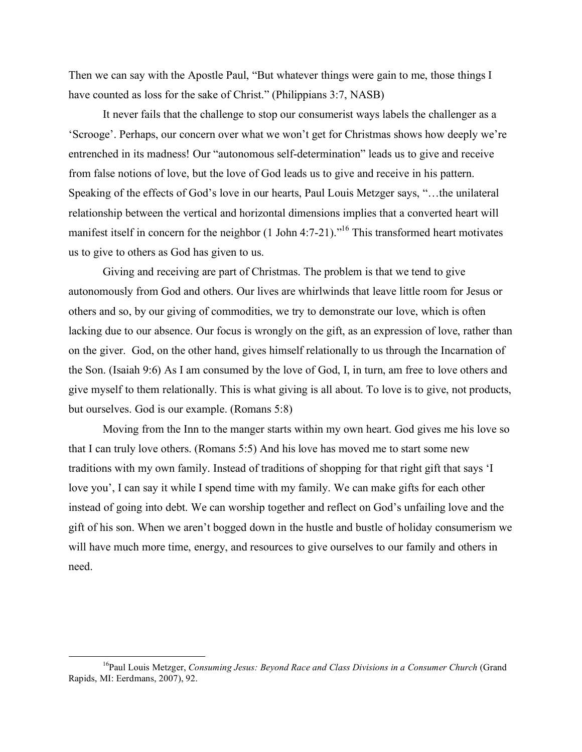Then we can say with the Apostle Paul, "But whatever things were gain to me, those things I have counted as loss for the sake of Christ." (Philippians 3:7, NASB)

It never fails that the challenge to stop our consumerist ways labels the challenger as a 'Scrooge'. Perhaps, our concern over what we won't get for Christmas shows how deeply we're entrenched in its madness! Our "autonomous self-determination" leads us to give and receive from false notions of love, but the love of God leads us to give and receive in his pattern. Speaking of the effects of God's love in our hearts, Paul Louis Metzger says, "…the unilateral relationship between the vertical and horizontal dimensions implies that a converted heart will manifest itself in concern for the neighbor (1 John 4:7-21)."[16] This transformed heart motivates us to give to others as God has given to us.

Giving and receiving are part of Christmas. The problem is that we tend to give autonomously from God and others. Our lives are whirlwinds that leave little room for Jesus or others and so, by our giving of commodities, we try to demonstrate our love, which is often lacking due to our absence. Our focus is wrongly on the gift, as an expression of love, rather than on the giver. God, on the other hand, gives himself relationally to us through the Incarnation of the Son. (Isaiah 9:6) As I am consumed by the love of God, I, in turn, am free to love others and give myself to them relationally. This is what giving is all about. To love is to give, not products, but ourselves. God is our example. (Romans 5:8)

Moving from the Inn to the manger starts within my own heart. God gives me his love so that I can truly love others. (Romans 5:5) And his love has moved me to start some new traditions with my own family. Instead of traditions of shopping for that right gift that says 'I love you', I can say it while I spend time with my family. We can make gifts for each other instead of going into debt. We can worship together and reflect on God's unfailing love and the gift of his son. When we aren't bogged down in the hustle and bustle of holiday consumerism we will have much more time, energy, and resources to give ourselves to our family and others in need.

---

[16] Paul Louis Metzger, *Consuming Jesus: Beyond Race and Class Divisions in a Consumer Church* (Grand Rapids, MI: Eerdmans, 2007), 92.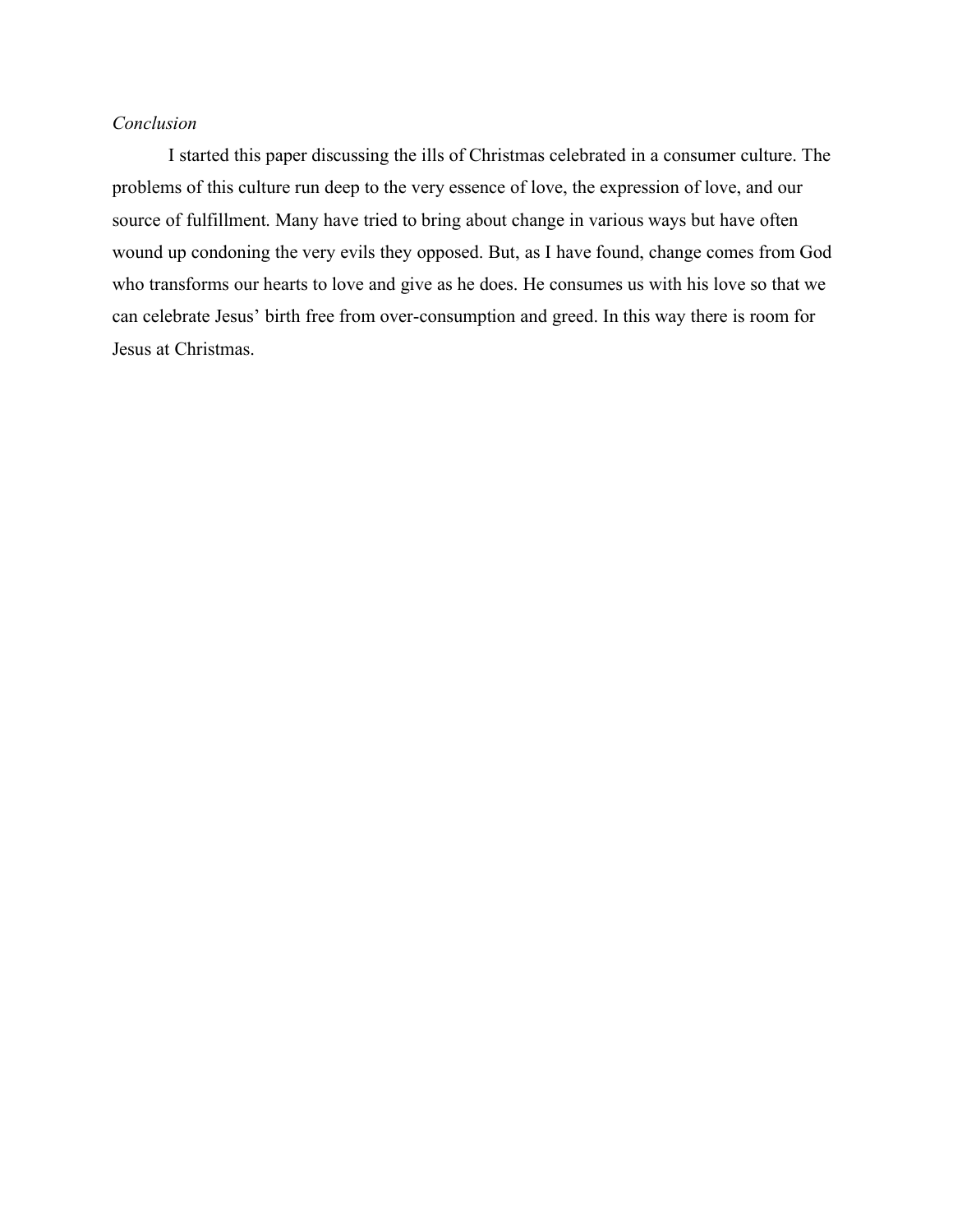*Conclusion*

I started this paper discussing the ills of Christmas celebrated in a consumer culture. The problems of this culture run deep to the very essence of love, the expression of love, and our source of fulfillment. Many have tried to bring about change in various ways but have often wound up condoning the very evils they opposed. But, as I have found, change comes from God who transforms our hearts to love and give as he does. He consumes us with his love so that we can celebrate Jesus' birth free from over-consumption and greed. In this way there is room for Jesus at Christmas.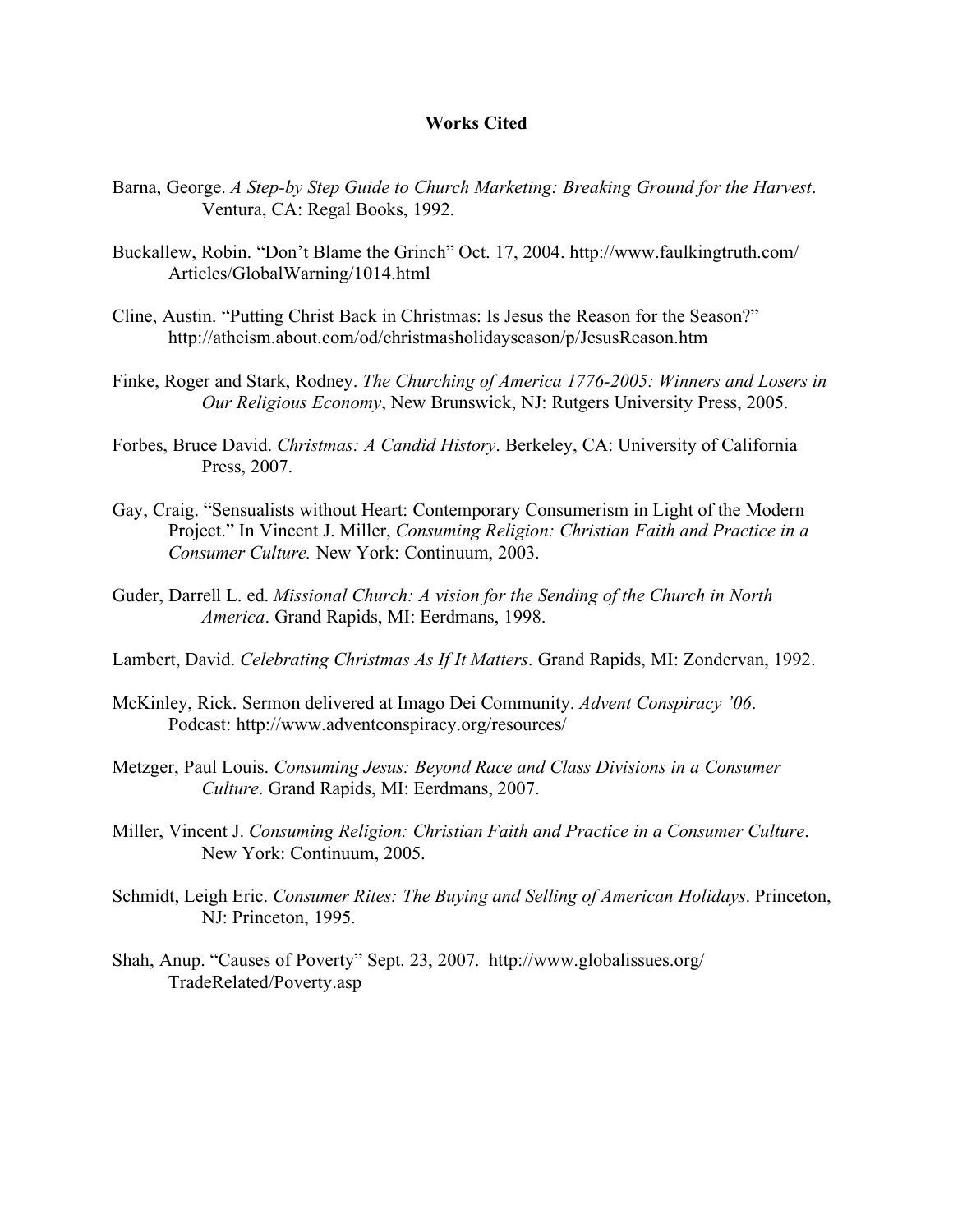**Works Cited**

Barna, George. *A Step-by Step Guide to Church Marketing: Breaking Ground for the Harvest*. Ventura, CA: Regal Books, 1992.

Buckallew, Robin. "Don't Blame the Grinch" Oct. 17, 2004. http://www.faulkingtruth.com/Articles/GlobalWarning/1014.html

Cline, Austin. "Putting Christ Back in Christmas: Is Jesus the Reason for the Season?" http://atheism.about.com/od/christmasholidayseason/p/JesusReason.htm

Finke, Roger and Stark, Rodney. *The Churching of America 1776-2005: Winners and Losers in Our Religious Economy*, New Brunswick, NJ: Rutgers University Press, 2005.

Forbes, Bruce David. *Christmas: A Candid History*. Berkeley, CA: University of California Press, 2007.

Gay, Craig. "Sensualists without Heart: Contemporary Consumerism in Light of the Modern Project." In Vincent J. Miller, *Consuming Religion: Christian Faith and Practice in a Consumer Culture.* New York: Continuum, 2003.

Guder, Darrell L. ed. *Missional Church: A vision for the Sending of the Church in North America*. Grand Rapids, MI: Eerdmans, 1998.

Lambert, David. *Celebrating Christmas As If It Matters*. Grand Rapids, MI: Zondervan, 1992.

McKinley, Rick. Sermon delivered at Imago Dei Community. *Advent Conspiracy '06*. Podcast: http://www.adventconspiracy.org/resources/

Metzger, Paul Louis. *Consuming Jesus: Beyond Race and Class Divisions in a Consumer Culture*. Grand Rapids, MI: Eerdmans, 2007.

Miller, Vincent J. *Consuming Religion: Christian Faith and Practice in a Consumer Culture*. New York: Continuum, 2005.

Schmidt, Leigh Eric. *Consumer Rites: The Buying and Selling of American Holidays*. Princeton, NJ: Princeton, 1995.

Shah, Anup. "Causes of Poverty" Sept. 23, 2007. http://www.globalissues.org/TradeRelated/Poverty.asp